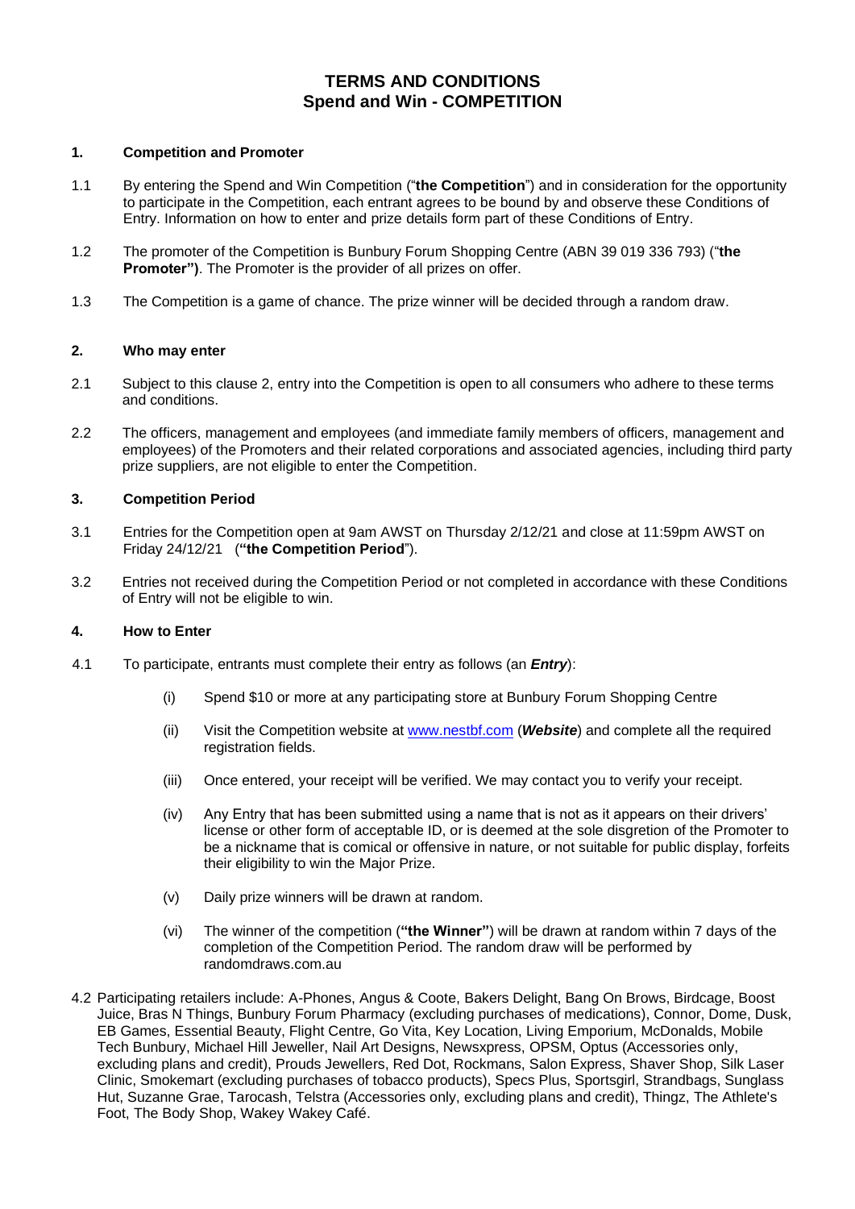# TERMS AND CONDITIONS
# Spend and Win - COMPETITION

## 1. Competition and Promoter

1.1 By entering the Spend and Win Competition ("**the Competition**") and in consideration for the opportunity to participate in the Competition, each entrant agrees to be bound by and observe these Conditions of Entry. Information on how to enter and prize details form part of these Conditions of Entry.

1.2 The promoter of the Competition is Bunbury Forum Shopping Centre (ABN 39 019 336 793) ("**the Promoter")**. The Promoter is the provider of all prizes on offer.

1.3 The Competition is a game of chance. The prize winner will be decided through a random draw.

## 2. Who may enter

2.1 Subject to this clause 2, entry into the Competition is open to all consumers who adhere to these terms and conditions.

2.2 The officers, management and employees (and immediate family members of officers, management and employees) of the Promoters and their related corporations and associated agencies, including third party prize suppliers, are not eligible to enter the Competition.

## 3. Competition Period

3.1 Entries for the Competition open at 9am AWST on Thursday 2/12/21 and close at 11:59pm AWST on Friday 24/12/21 (**"the Competition Period**").

3.2 Entries not received during the Competition Period or not completed in accordance with these Conditions of Entry will not be eligible to win.

## 4. How to Enter

4.1 To participate, entrants must complete their entry as follows (an ***Entry***):

(i) Spend $10 or more at any participating store at Bunbury Forum Shopping Centre

(ii) Visit the Competition website at www.nestbf.com (***Website***) and complete all the required registration fields.

(iii) Once entered, your receipt will be verified. We may contact you to verify your receipt.

(iv) Any Entry that has been submitted using a name that is not as it appears on their drivers' license or other form of acceptable ID, or is deemed at the sole disgretion of the Promoter to be a nickname that is comical or offensive in nature, or not suitable for public display, forfeits their eligibility to win the Major Prize.

(v) Daily prize winners will be drawn at random.

(vi) The winner of the competition (**"the Winner"**) will be drawn at random within 7 days of the completion of the Competition Period. The random draw will be performed by randomdraws.com.au

4.2 Participating retailers include: A-Phones, Angus & Coote, Bakers Delight, Bang On Brows, Birdcage, Boost Juice, Bras N Things, Bunbury Forum Pharmacy (excluding purchases of medications), Connor, Dome, Dusk, EB Games, Essential Beauty, Flight Centre, Go Vita, Key Location, Living Emporium, McDonalds, Mobile Tech Bunbury, Michael Hill Jeweller, Nail Art Designs, Newsxpress, OPSM, Optus (Accessories only, excluding plans and credit), Prouds Jewellers, Red Dot, Rockmans, Salon Express, Shaver Shop, Silk Laser Clinic, Smokemart (excluding purchases of tobacco products), Specs Plus, Sportsgirl, Strandbags, Sunglass Hut, Suzanne Grae, Tarocash, Telstra (Accessories only, excluding plans and credit), Thingz, The Athlete's Foot, The Body Shop, Wakey Wakey Café.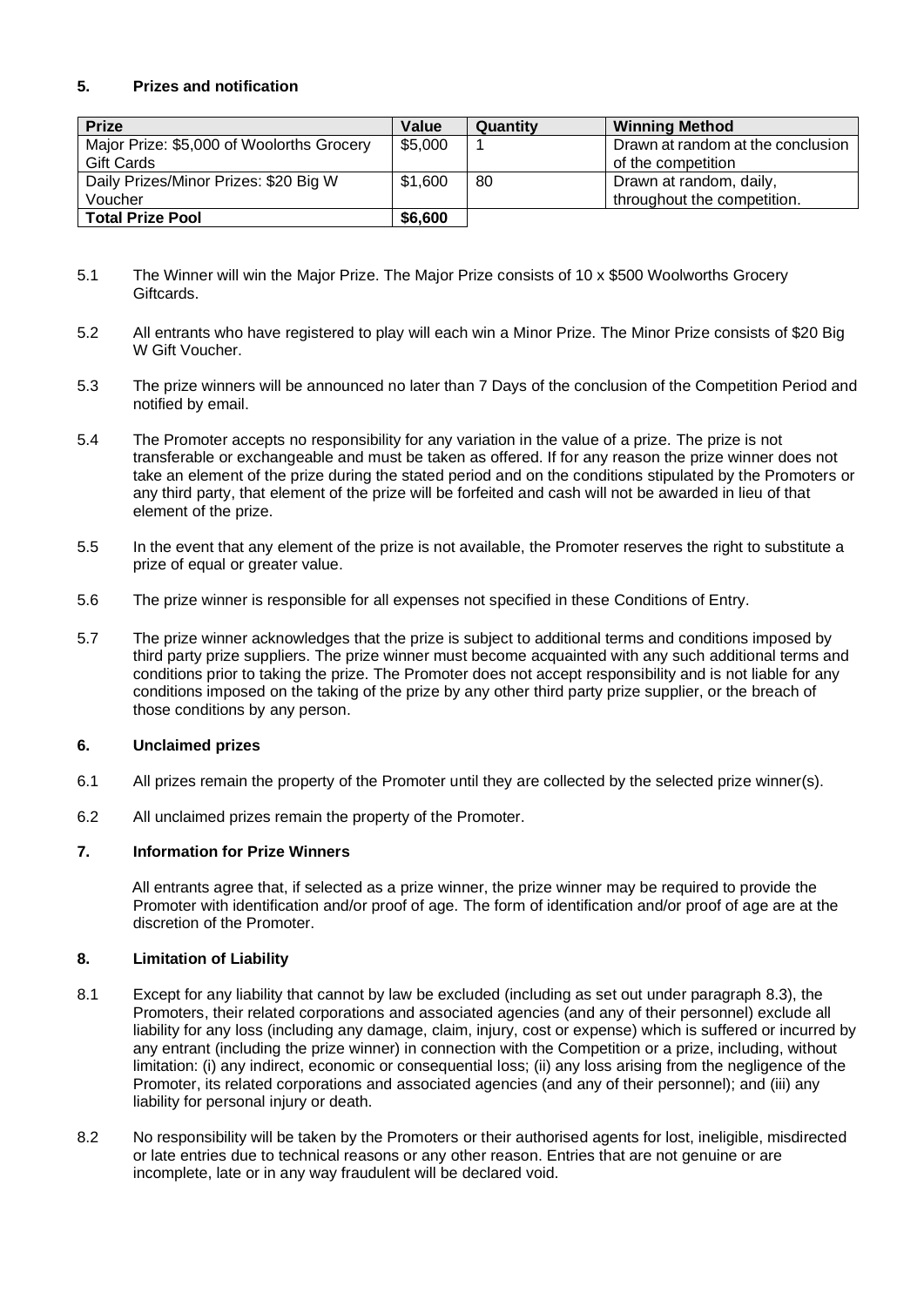### 5. Prizes and notification

| Prize | Value | Quantity | Winning Method |
| --- | --- | --- | --- |
| Major Prize: $5,000 of Woolorths Grocery Gift Cards | $5,000 | 1 | Drawn at random at the conclusion of the competition |
| Daily Prizes/Minor Prizes: $20 Big W Voucher | $1,600 | 80 | Drawn at random, daily, throughout the competition. |
| **Total Prize Pool** | **$6,600** | | |

5.1 The Winner will win the Major Prize. The Major Prize consists of 10 x $500 Woolworths Grocery Giftcards.

5.2 All entrants who have registered to play will each win a Minor Prize. The Minor Prize consists of $20 Big W Gift Voucher.

5.3 The prize winners will be announced no later than 7 Days of the conclusion of the Competition Period and notified by email.

5.4 The Promoter accepts no responsibility for any variation in the value of a prize. The prize is not transferable or exchangeable and must be taken as offered. If for any reason the prize winner does not take an element of the prize during the stated period and on the conditions stipulated by the Promoters or any third party, that element of the prize will be forfeited and cash will not be awarded in lieu of that element of the prize.

5.5 In the event that any element of the prize is not available, the Promoter reserves the right to substitute a prize of equal or greater value.

5.6 The prize winner is responsible for all expenses not specified in these Conditions of Entry.

5.7 The prize winner acknowledges that the prize is subject to additional terms and conditions imposed by third party prize suppliers. The prize winner must become acquainted with any such additional terms and conditions prior to taking the prize. The Promoter does not accept responsibility and is not liable for any conditions imposed on the taking of the prize by any other third party prize supplier, or the breach of those conditions by any person.

### 6. Unclaimed prizes

6.1 All prizes remain the property of the Promoter until they are collected by the selected prize winner(s).

6.2 All unclaimed prizes remain the property of the Promoter.

### 7. Information for Prize Winners

All entrants agree that, if selected as a prize winner, the prize winner may be required to provide the Promoter with identification and/or proof of age. The form of identification and/or proof of age are at the discretion of the Promoter.

### 8. Limitation of Liability

8.1 Except for any liability that cannot by law be excluded (including as set out under paragraph 8.3), the Promoters, their related corporations and associated agencies (and any of their personnel) exclude all liability for any loss (including any damage, claim, injury, cost or expense) which is suffered or incurred by any entrant (including the prize winner) in connection with the Competition or a prize, including, without limitation: (i) any indirect, economic or consequential loss; (ii) any loss arising from the negligence of the Promoter, its related corporations and associated agencies (and any of their personnel); and (iii) any liability for personal injury or death.

8.2 No responsibility will be taken by the Promoters or their authorised agents for lost, ineligible, misdirected or late entries due to technical reasons or any other reason. Entries that are not genuine or are incomplete, late or in any way fraudulent will be declared void.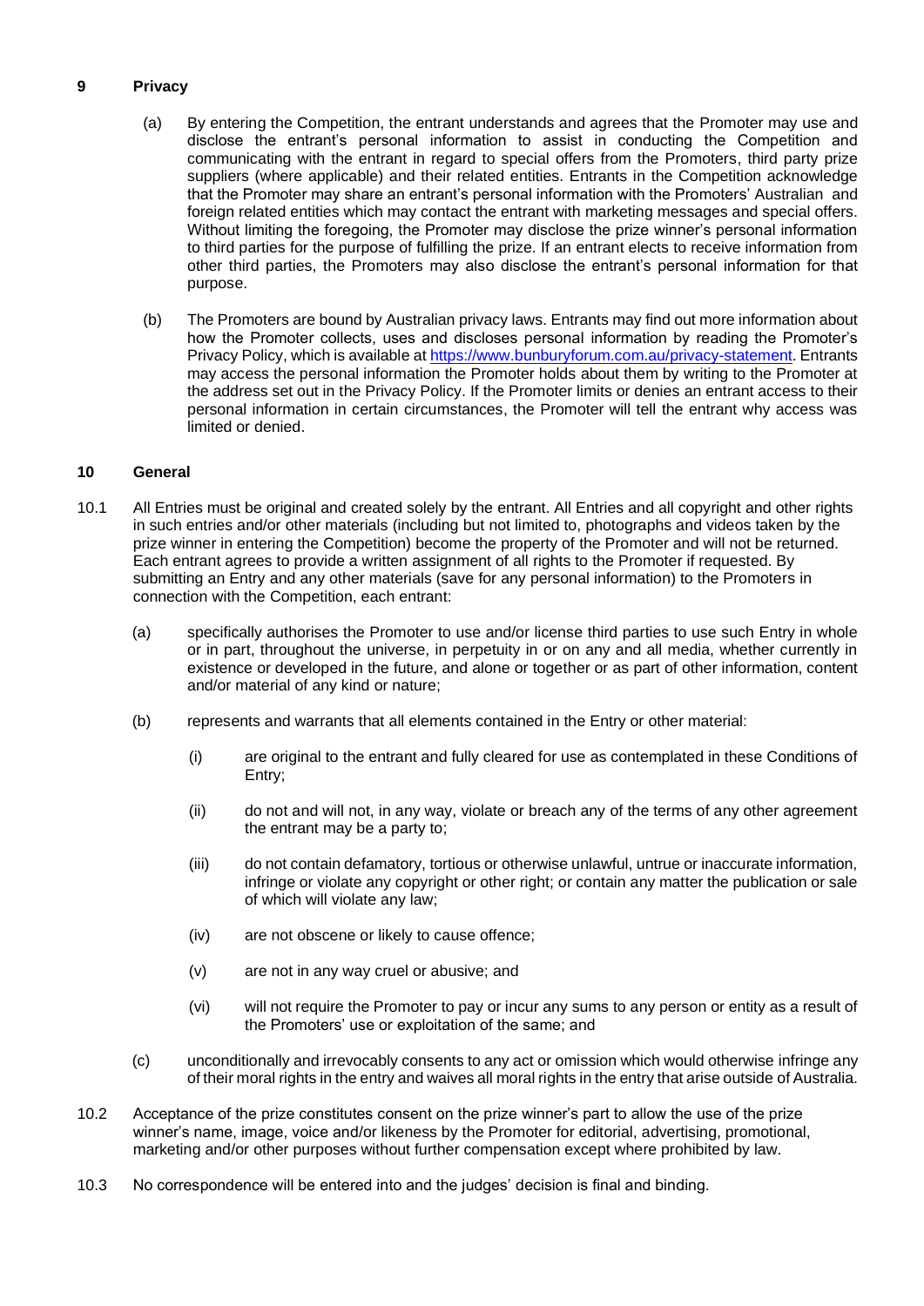## 9 Privacy

(a) By entering the Competition, the entrant understands and agrees that the Promoter may use and disclose the entrant's personal information to assist in conducting the Competition and communicating with the entrant in regard to special offers from the Promoters, third party prize suppliers (where applicable) and their related entities. Entrants in the Competition acknowledge that the Promoter may share an entrant's personal information with the Promoters' Australian and foreign related entities which may contact the entrant with marketing messages and special offers. Without limiting the foregoing, the Promoter may disclose the prize winner's personal information to third parties for the purpose of fulfilling the prize. If an entrant elects to receive information from other third parties, the Promoters may also disclose the entrant's personal information for that purpose.

(b) The Promoters are bound by Australian privacy laws. Entrants may find out more information about how the Promoter collects, uses and discloses personal information by reading the Promoter's Privacy Policy, which is available at https://www.bunburyforum.com.au/privacy-statement. Entrants may access the personal information the Promoter holds about them by writing to the Promoter at the address set out in the Privacy Policy. If the Promoter limits or denies an entrant access to their personal information in certain circumstances, the Promoter will tell the entrant why access was limited or denied.

## 10 General

10.1 All Entries must be original and created solely by the entrant. All Entries and all copyright and other rights in such entries and/or other materials (including but not limited to, photographs and videos taken by the prize winner in entering the Competition) become the property of the Promoter and will not be returned. Each entrant agrees to provide a written assignment of all rights to the Promoter if requested. By submitting an Entry and any other materials (save for any personal information) to the Promoters in connection with the Competition, each entrant:

(a) specifically authorises the Promoter to use and/or license third parties to use such Entry in whole or in part, throughout the universe, in perpetuity in or on any and all media, whether currently in existence or developed in the future, and alone or together or as part of other information, content and/or material of any kind or nature;

(b) represents and warrants that all elements contained in the Entry or other material:

(i) are original to the entrant and fully cleared for use as contemplated in these Conditions of Entry;

(ii) do not and will not, in any way, violate or breach any of the terms of any other agreement the entrant may be a party to;

(iii) do not contain defamatory, tortious or otherwise unlawful, untrue or inaccurate information, infringe or violate any copyright or other right; or contain any matter the publication or sale of which will violate any law;

(iv) are not obscene or likely to cause offence;

(v) are not in any way cruel or abusive; and

(vi) will not require the Promoter to pay or incur any sums to any person or entity as a result of the Promoters' use or exploitation of the same; and

(c) unconditionally and irrevocably consents to any act or omission which would otherwise infringe any of their moral rights in the entry and waives all moral rights in the entry that arise outside of Australia.

10.2 Acceptance of the prize constitutes consent on the prize winner's part to allow the use of the prize winner's name, image, voice and/or likeness by the Promoter for editorial, advertising, promotional, marketing and/or other purposes without further compensation except where prohibited by law.

10.3 No correspondence will be entered into and the judges' decision is final and binding.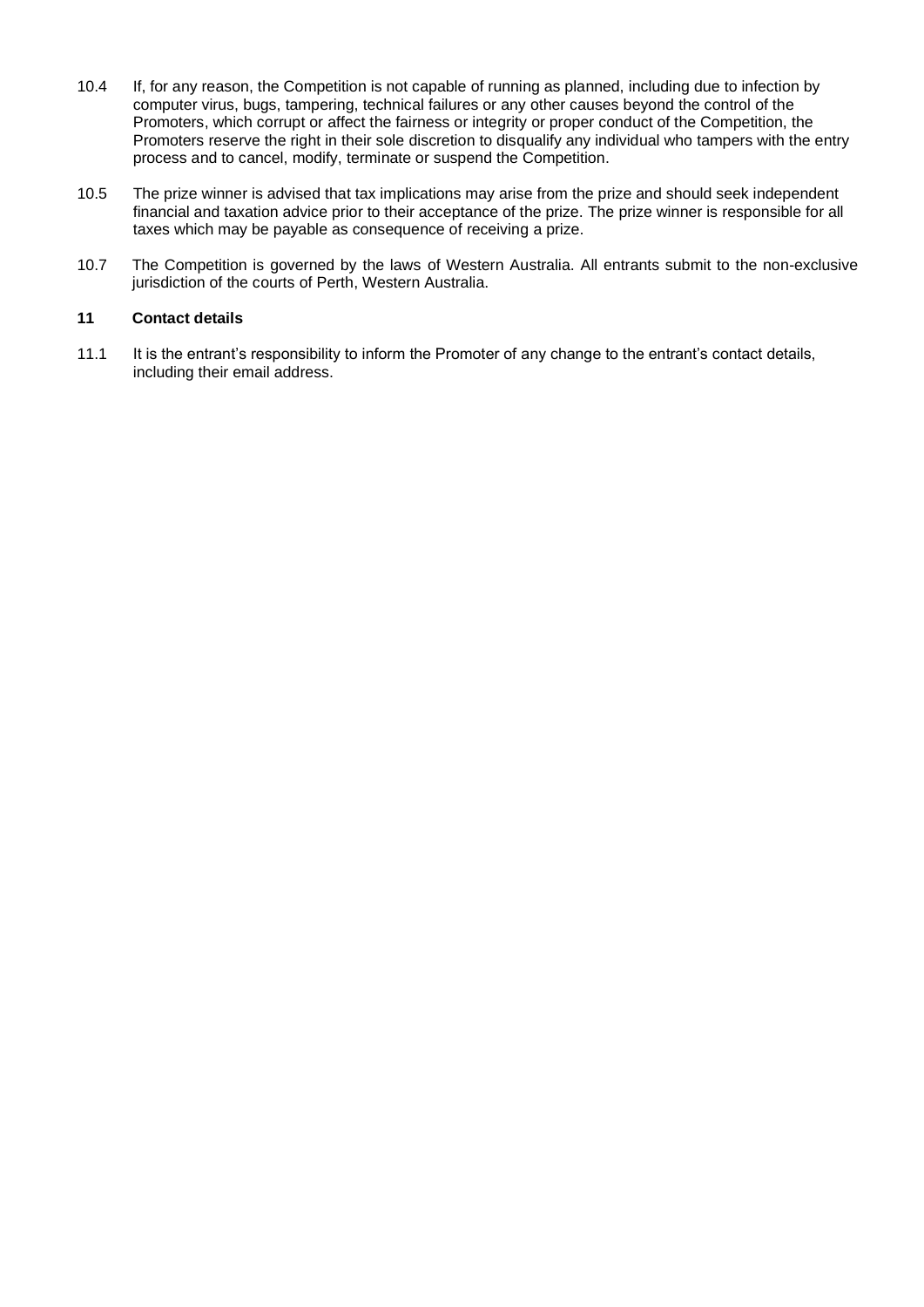10.4 If, for any reason, the Competition is not capable of running as planned, including due to infection by computer virus, bugs, tampering, technical failures or any other causes beyond the control of the Promoters, which corrupt or affect the fairness or integrity or proper conduct of the Competition, the Promoters reserve the right in their sole discretion to disqualify any individual who tampers with the entry process and to cancel, modify, terminate or suspend the Competition.

10.5 The prize winner is advised that tax implications may arise from the prize and should seek independent financial and taxation advice prior to their acceptance of the prize. The prize winner is responsible for all taxes which may be payable as consequence of receiving a prize.

10.7 The Competition is governed by the laws of Western Australia. All entrants submit to the non-exclusive jurisdiction of the courts of Perth, Western Australia.

## 11 Contact details

11.1 It is the entrant's responsibility to inform the Promoter of any change to the entrant's contact details, including their email address.